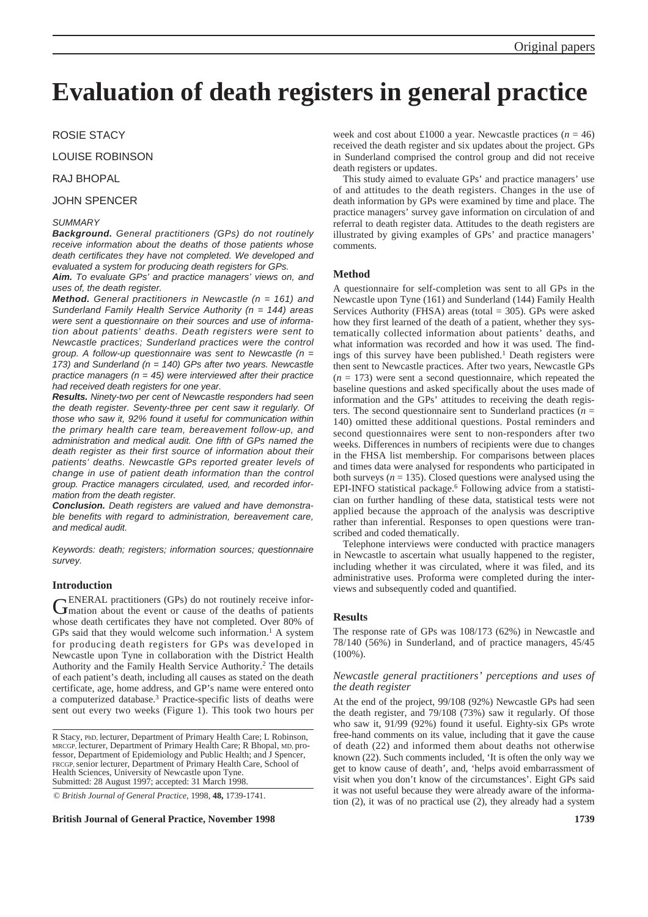# Evaluation of death registers in general practice

ROSIE STACY

LOUISE ROBINSON

RAJ BHOPAL

JOHN SPENCER

*SUMMARY*

***Background.*** *General practitioners (GPs) do not routinely receive information about the deaths of those patients whose death certificates they have not completed. We developed and evaluated a system for producing death registers for GPs.*

***Aim.*** *To evaluate GPs' and practice managers' views on, and uses of, the death register.*

***Method.*** *General practitioners in Newcastle (n = 161) and Sunderland Family Health Service Authority (n = 144) areas were sent a questionnaire on their sources and use of information about patients' deaths. Death registers were sent to Newcastle practices; Sunderland practices were the control group. A follow-up questionnaire was sent to Newcastle (n = 173) and Sunderland (n = 140) GPs after two years. Newcastle practice managers (n = 45) were interviewed after their practice had received death registers for one year.*

***Results.*** *Ninety-two per cent of Newcastle responders had seen the death register. Seventy-three per cent saw it regularly. Of those who saw it, 92% found it useful for communication within the primary health care team, bereavement follow-up, and administration and medical audit. One fifth of GPs named the death register as their first source of information about their patients' deaths. Newcastle GPs reported greater levels of change in use of patient death information than the control group. Practice managers circulated, used, and recorded information from the death register.*

***Conclusion.*** *Death registers are valued and have demonstrable benefits with regard to administration, bereavement care, and medical audit.*

*Keywords: death; registers; information sources; questionnaire survey.*

## Introduction

GENERAL practitioners (GPs) do not routinely receive information about the event or cause of the deaths of patients whose death certificates they have not completed. Over 80% of GPs said that they would welcome such information.[1] A system for producing death registers for GPs was developed in Newcastle upon Tyne in collaboration with the District Health Authority and the Family Health Service Authority.[2] The details of each patient's death, including all causes as stated on the death certificate, age, home address, and GP's name were entered onto a computerized database.[3] Practice-specific lists of deaths were sent out every two weeks (Figure 1). This took two hours per week and cost about £1000 a year. Newcastle practices ($n$ = 46) received the death register and six updates about the project. GPs in Sunderland comprised the control group and did not receive death registers or updates.

This study aimed to evaluate GPs' and practice managers' use of and attitudes to the death registers. Changes in the use of death information by GPs were examined by time and place. The practice managers' survey gave information on circulation of and referral to death register data. Attitudes to the death registers are illustrated by giving examples of GPs' and practice managers' comments.

## Method

A questionnaire for self-completion was sent to all GPs in the Newcastle upon Tyne (161) and Sunderland (144) Family Health Services Authority (FHSA) areas (total = 305). GPs were asked how they first learned of the death of a patient, whether they systematically collected information about patients' deaths, and what information was recorded and how it was used. The findings of this survey have been published.[1] Death registers were then sent to Newcastle practices. After two years, Newcastle GPs ($n$ = 173) were sent a second questionnaire, which repeated the baseline questions and asked specifically about the uses made of information and the GPs' attitudes to receiving the death registers. The second questionnaire sent to Sunderland practices ($n$ = 140) omitted these additional questions. Postal reminders and second questionnaires were sent to non-responders after two weeks. Differences in numbers of recipients were due to changes in the FHSA list membership. For comparisons between places and times data were analysed for respondents who participated in both surveys ($n$ = 135). Closed questions were analysed using the EPI-INFO statistical package.[6] Following advice from a statistician on further handling of these data, statistical tests were not applied because the approach of the analysis was descriptive rather than inferential. Responses to open questions were transcribed and coded thematically.

Telephone interviews were conducted with practice managers in Newcastle to ascertain what usually happened to the register, including whether it was circulated, where it was filed, and its administrative uses. Proforma were completed during the interviews and subsequently coded and quantified.

## Results

The response rate of GPs was 108/173 (62%) in Newcastle and 78/140 (56%) in Sunderland, and of practice managers, 45/45 (100%).

### *Newcastle general practitioners' perceptions and uses of the death register*

At the end of the project, 99/108 (92%) Newcastle GPs had seen the death register, and 79/108 (73%) saw it regularly. Of those who saw it, 91/99 (92%) found it useful. Eighty-six GPs wrote free-hand comments on its value, including that it gave the cause of death (22) and informed them about deaths not otherwise known (22). Such comments included, 'It is often the only way we get to know cause of death', and, 'helps avoid embarrassment of visit when you don't know of the circumstances'. Eight GPs said it was not useful because they were already aware of the information (2), it was of no practical use (2), they already had a system

R Stacy, PhD, lecturer, Department of Primary Health Care; L Robinson, MRCGP, lecturer, Department of Primary Health Care; R Bhopal, MD, professor, Department of Epidemiology and Public Health; and J Spencer, FRCGP, senior lecturer, Department of Primary Health Care, School of Health Sciences, University of Newcastle upon Tyne.
Submitted: 28 August 1997; accepted: 31 March 1998.

© *British Journal of General Practice*, 1998, **48**, 1739-1741.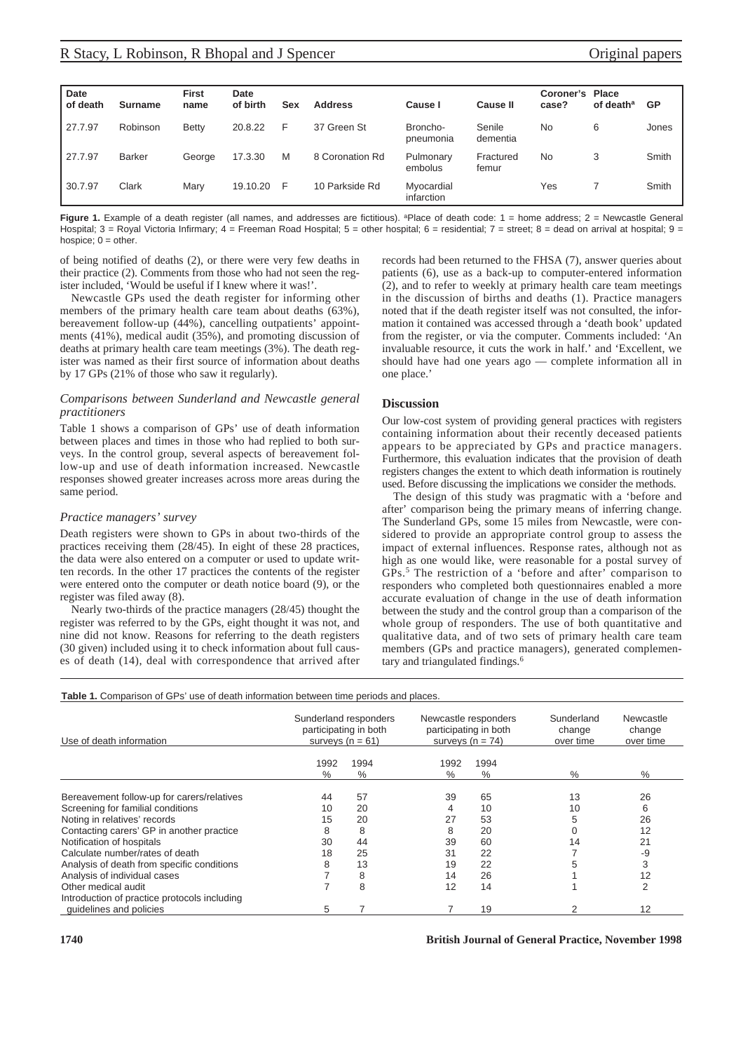| Date of death | Surname | First name | Date of birth | Sex | Address | Cause I | Cause II | Coroner's case? | Place of death[a] | GP |
|---|---|---|---|---|---|---|---|---|---|---|
| 27.7.97 | Robinson | Betty | 20.8.22 | F | 37 Green St | Broncho-pneumonia | Senile dementia | No | 6 | Jones |
| 27.7.97 | Barker | George | 17.3.30 | M | 8 Coronation Rd | Pulmonary embolus | Fractured femur | No | 3 | Smith |
| 30.7.97 | Clark | Mary | 19.10.20 | F | 10 Parkside Rd | Myocardial infarction | | Yes | 7 | Smith |

**Figure 1.** Example of a death register (all names, and addresses are fictitious). [a]Place of death code: 1 = home address; 2 = Newcastle General Hospital; 3 = Royal Victoria Infirmary; 4 = Freeman Road Hospital; 5 = other hospital; 6 = residential; 7 = street; 8 = dead on arrival at hospital; 9 = hospice; 0 = other.

of being notified of deaths (2), or there were very few deaths in their practice (2). Comments from those who had not seen the register included, 'Would be useful if I knew where it was!'.

Newcastle GPs used the death register for informing other members of the primary health care team about deaths (63%), bereavement follow-up (44%), cancelling outpatients' appointments (41%), medical audit (35%), and promoting discussion of deaths at primary health care team meetings (3%). The death register was named as their first source of information about deaths by 17 GPs (21% of those who saw it regularly).

### *Comparisons between Sunderland and Newcastle general practitioners*

Table 1 shows a comparison of GPs' use of death information between places and times in those who had replied to both surveys. In the control group, several aspects of bereavement follow-up and use of death information increased. Newcastle responses showed greater increases across more areas during the same period.

### *Practice managers' survey*

Death registers were shown to GPs in about two-thirds of the practices receiving them (28/45). In eight of these 28 practices, the data were also entered on a computer or used to update written records. In the other 17 practices the contents of the register were entered onto the computer or death notice board (9), or the register was filed away (8).

Nearly two-thirds of the practice managers (28/45) thought the register was referred to by the GPs, eight thought it was not, and nine did not know. Reasons for referring to the death registers (30 given) included using it to check information about full causes of death (14), deal with correspondence that arrived after records had been returned to the FHSA (7), answer queries about patients (6), use as a back-up to computer-entered information (2), and to refer to weekly at primary health care team meetings in the discussion of births and deaths (1). Practice managers noted that if the death register itself was not consulted, the information it contained was accessed through a 'death book' updated from the register, or via the computer. Comments included: 'An invaluable resource, it cuts the work in half.' and 'Excellent, we should have had one years ago — complete information all in one place.'

## Discussion

Our low-cost system of providing general practices with registers containing information about their recently deceased patients appears to be appreciated by GPs and practice managers. Furthermore, this evaluation indicates that the provision of death registers changes the extent to which death information is routinely used. Before discussing the implications we consider the methods.

The design of this study was pragmatic with a 'before and after' comparison being the primary means of inferring change. The Sunderland GPs, some 15 miles from Newcastle, were considered to provide an appropriate control group to assess the impact of external influences. Response rates, although not as high as one would like, were reasonable for a postal survey of GPs.[5] The restriction of a 'before and after' comparison to responders who completed both questionnaires enabled a more accurate evaluation of change in the use of death information between the study and the control group than a comparison of the whole group of responders. The use of both quantitative and qualitative data, and of two sets of primary health care team members (GPs and practice managers), generated complementary and triangulated findings.[6]

**Table 1.** Comparison of GPs' use of death information between time periods and places.

| Use of death information | Sunderland responders participating in both surveys (n = 61) | | Newcastle responders participating in both surveys (n = 74) | | Sunderland change over time | Newcastle change over time |
|---|---|---|---|---|---|---|
| | 1992 % | 1994 % | 1992 % | 1994 % | % | % |
| Bereavement follow-up for carers/relatives | 44 | 57 | 39 | 65 | 13 | 26 |
| Screening for familial conditions | 10 | 20 | 4 | 10 | 10 | 6 |
| Noting in relatives' records | 15 | 20 | 27 | 53 | 5 | 26 |
| Contacting carers' GP in another practice | 8 | 8 | 8 | 20 | 0 | 12 |
| Notification of hospitals | 30 | 44 | 39 | 60 | 14 | 21 |
| Calculate number/rates of death | 18 | 25 | 31 | 22 | 7 | -9 |
| Analysis of death from specific conditions | 8 | 13 | 19 | 22 | 5 | 3 |
| Analysis of individual cases | 7 | 8 | 14 | 26 | 1 | 12 |
| Other medical audit | 7 | 8 | 12 | 14 | 1 | 2 |
| Introduction of practice protocols including guidelines and policies | 5 | 7 | 7 | 19 | 2 | 12 |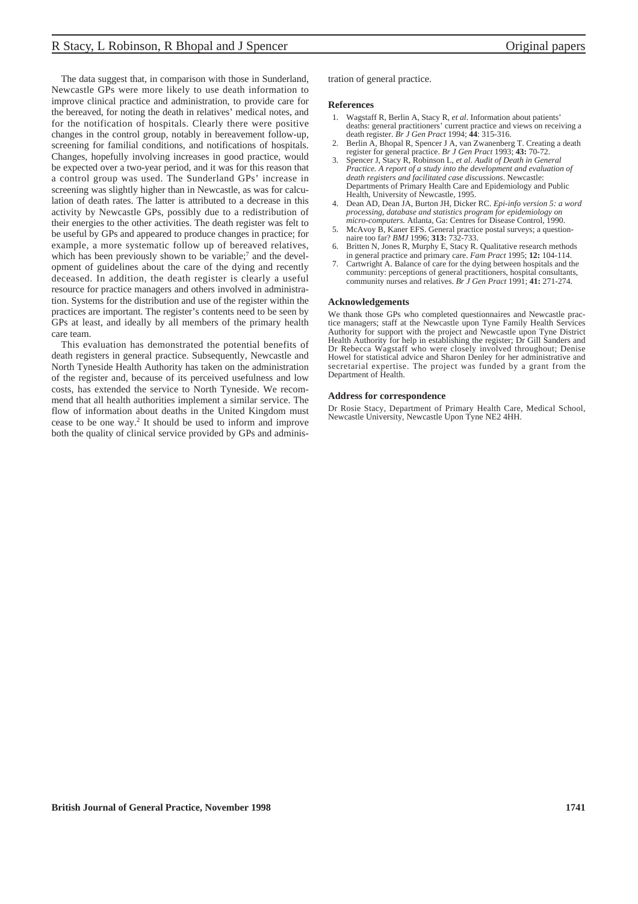The data suggest that, in comparison with those in Sunderland, Newcastle GPs were more likely to use death information to improve clinical practice and administration, to provide care for the bereaved, for noting the death in relatives' medical notes, and for the notification of hospitals. Clearly there were positive changes in the control group, notably in bereavement follow-up, screening for familial conditions, and notifications of hospitals. Changes, hopefully involving increases in good practice, would be expected over a two-year period, and it was for this reason that a control group was used. The Sunderland GPs' increase in screening was slightly higher than in Newcastle, as was for calculation of death rates. The latter is attributed to a decrease in this activity by Newcastle GPs, possibly due to a redistribution of their energies to the other activities. The death register was felt to be useful by GPs and appeared to produce changes in practice; for example, a more systematic follow up of bereaved relatives, which has been previously shown to be variable;[7] and the development of guidelines about the care of the dying and recently deceased. In addition, the death register is clearly a useful resource for practice managers and others involved in administration. Systems for the distribution and use of the register within the practices are important. The register's contents need to be seen by GPs at least, and ideally by all members of the primary health care team.

This evaluation has demonstrated the potential benefits of death registers in general practice. Subsequently, Newcastle and North Tyneside Health Authority has taken on the administration of the register and, because of its perceived usefulness and low costs, has extended the service to North Tyneside. We recommend that all health authorities implement a similar service. The flow of information about deaths in the United Kingdom must cease to be one way.[2] It should be used to inform and improve both the quality of clinical service provided by GPs and administration of general practice.

### References

1. Wagstaff R, Berlin A, Stacy R, *et al*. Information about patients' deaths: general practitioners' current practice and views on receiving a death register. *Br J Gen Pract* 1994; **44**: 315-316.
2. Berlin A, Bhopal R, Spencer J A, van Zwanenberg T. Creating a death register for general practice. *Br J Gen Pract* 1993; **43:** 70-72.
3. Spencer J, Stacy R, Robinson L, *et al*. *Audit of Death in General Practice. A report of a study into the development and evaluation of death registers and facilitated case discussions*. Newcastle: Departments of Primary Health Care and Epidemiology and Public Health, University of Newcastle, 1995.
4. Dean AD, Dean JA, Burton JH, Dicker RC. *Epi-info version 5: a word processing, database and statistics program for epidemiology on micro-computers.* Atlanta, Ga: Centres for Disease Control, 1990.
5. McAvoy B, Kaner EFS. General practice postal surveys; a questionnaire too far? *BMJ* 1996; **313:** 732-733.
6. Britten N, Jones R, Murphy E, Stacy R. Qualitative research methods in general practice and primary care. *Fam Pract* 1995; **12:** 104-114.
7. Cartwright A. Balance of care for the dying between hospitals and the community: perceptions of general practitioners, hospital consultants, community nurses and relatives. *Br J Gen Pract* 1991; **41:** 271-274.

### Acknowledgements

We thank those GPs who completed questionnaires and Newcastle practice managers; staff at the Newcastle upon Tyne Family Health Services Authority for support with the project and Newcastle upon Tyne District Health Authority for help in establishing the register; Dr Gill Sanders and Dr Rebecca Wagstaff who were closely involved throughout; Denise Howel for statistical advice and Sharon Denley for her administrative and secretarial expertise. The project was funded by a grant from the Department of Health.

### Address for correspondence

Dr Rosie Stacy, Department of Primary Health Care, Medical School, Newcastle University, Newcastle Upon Tyne NE2 4HH.